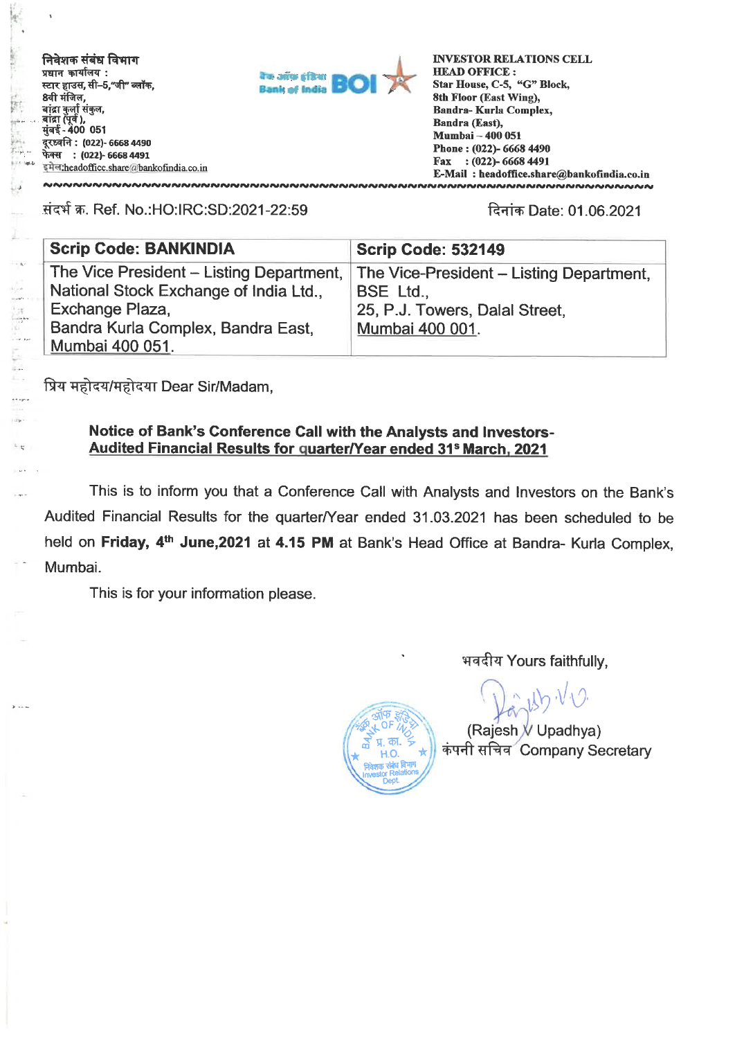निवेशक संबंध विभाग
प्रधान कार्यालय :
स्टार हाउस, सी–5,"जी" ब्लॉक,
8वी मंजिल,
बांद्रा कुर्ला संकुल,
बांद्रा (पूर्व),
मुंबई - 400 051
दूरध्वनि : (022)- 6668 4490
फेक्स : (022)- 6668 4491
इमेल:headoffice.share@bankofindia.co.in

बैंक ऑफ इंडिया Bank of India BOI

**INVESTOR RELATIONS CELL**
**HEAD OFFICE :**
**Star House, C-5, "G" Block,**
**8th Floor (East Wing),**
**Bandra- Kurla Complex,**
**Bandra (East),**
**Mumbai – 400 051**
**Phone : (022)- 6668 4490**
**Fax : (022)- 6668 4491**
**E-Mail : headoffice.share@bankofindia.co.in**

संदर्भ क्र. Ref. No.:HO:IRC:SD:2021-22:59

दिनांक Date: 01.06.2021

| Scrip Code: BANKINDIA | Scrip Code: 532149 |
|---|---|
| The Vice President – Listing Department,<br>National Stock Exchange of India Ltd.,<br>Exchange Plaza,<br>Bandra Kurla Complex, Bandra East,<br>Mumbai 400 051. | The Vice-President – Listing Department,<br>BSE Ltd.,<br>25, P.J. Towers, Dalal Street,<br>Mumbai 400 001. |

प्रिय महोदय/महोदया Dear Sir/Madam,

**Notice of Bank's Conference Call with the Analysts and Investors-**
**Audited Financial Results for quarter/Year ended 31st March, 2021**

This is to inform you that a Conference Call with Analysts and Investors on the Bank's Audited Financial Results for the quarter/Year ended 31.03.2021 has been scheduled to be held on **Friday, 4th June,2021** at **4.15 PM** at Bank's Head Office at Bandra- Kurla Complex, Mumbai.

This is for your information please.

भवदीय Yours faithfully,

(Rajesh V Upadhya)
कंपनी सचिव Company Secretary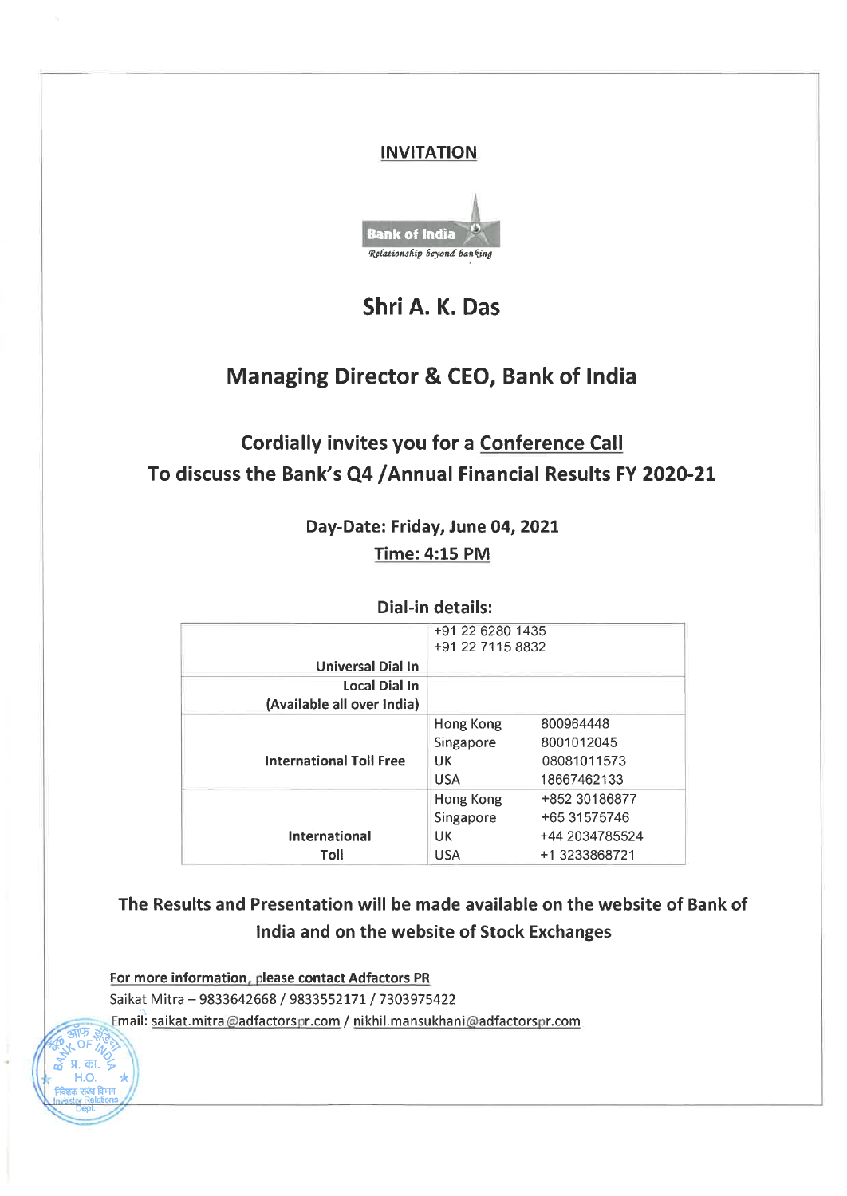## INVITATION

Bank of India

*Relationship beyond banking*

# Shri A. K. Das

## Managing Director & CEO, Bank of India

### Cordially invites you for a Conference Call
### To discuss the Bank's Q4 /Annual Financial Results FY 2020-21

**Day-Date: Friday, June 04, 2021**

**Time: 4:15 PM**

**Dial-in details:**

| | | |
|---|---|---|
| Universal Dial In | +91 22 6280 1435<br>+91 22 7115 8832 | |
| Local Dial In (Available all over India) | | |
| International Toll Free | Hong Kong<br>Singapore<br>UK<br>USA | 800964448<br>8001012045<br>08081011573<br>18667462133 |
| International Toll | Hong Kong<br>Singapore<br>UK<br>USA | +852 30186877<br>+65 31575746<br>+44 2034785524<br>+1 3233868721 |

**The Results and Presentation will be made available on the website of Bank of India and on the website of Stock Exchanges**

**For more information, please contact Adfactors PR**

Saikat Mitra – 9833642668 / 9833552171 / 7303975422

Email: saikat.mitra@adfactorspr.com / nikhil.mansukhani@adfactorspr.com